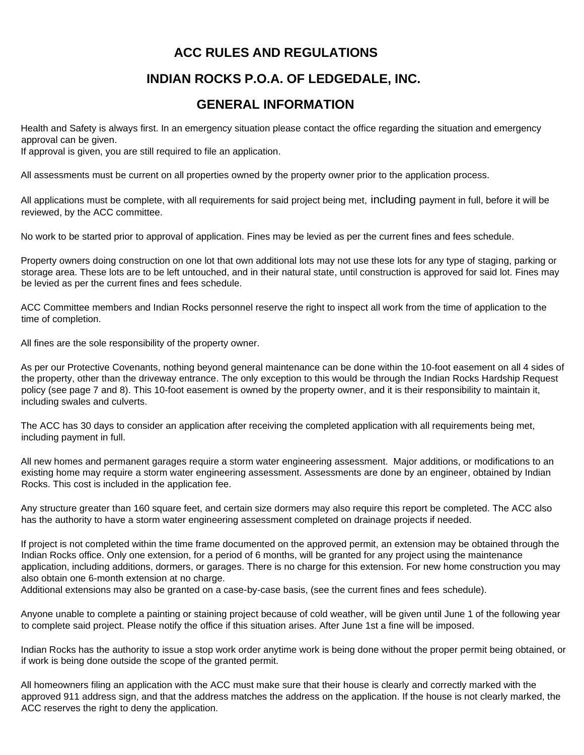# ACC RULES AND REGULATIONS

# INDIAN ROCKS P.O.A. OF LEDGEDALE, INC.

## GENERAL INFORMATION

Health and Safety is always first. In an emergency situation please contact the office regarding the situation and emergency approval can be given.
If approval is given, you are still required to file an application.

All assessments must be current on all properties owned by the property owner prior to the application process.

All applications must be complete, with all requirements for said project being met, including payment in full, before it will be reviewed, by the ACC committee.

No work to be started prior to approval of application. Fines may be levied as per the current fines and fees schedule.

Property owners doing construction on one lot that own additional lots may not use these lots for any type of staging, parking or storage area. These lots are to be left untouched, and in their natural state, until construction is approved for said lot. Fines may be levied as per the current fines and fees schedule.

ACC Committee members and Indian Rocks personnel reserve the right to inspect all work from the time of application to the time of completion.

All fines are the sole responsibility of the property owner.

As per our Protective Covenants, nothing beyond general maintenance can be done within the 10-foot easement on all 4 sides of the property, other than the driveway entrance. The only exception to this would be through the Indian Rocks Hardship Request policy (see page 7 and 8). This 10-foot easement is owned by the property owner, and it is their responsibility to maintain it, including swales and culverts.

The ACC has 30 days to consider an application after receiving the completed application with all requirements being met, including payment in full.

All new homes and permanent garages require a storm water engineering assessment. Major additions, or modifications to an existing home may require a storm water engineering assessment. Assessments are done by an engineer, obtained by Indian Rocks. This cost is included in the application fee.

Any structure greater than 160 square feet, and certain size dormers may also require this report be completed. The ACC also has the authority to have a storm water engineering assessment completed on drainage projects if needed.

If project is not completed within the time frame documented on the approved permit, an extension may be obtained through the Indian Rocks office. Only one extension, for a period of 6 months, will be granted for any project using the maintenance application, including additions, dormers, or garages. There is no charge for this extension. For new home construction you may also obtain one 6-month extension at no charge.
Additional extensions may also be granted on a case-by-case basis, (see the current fines and fees schedule).

Anyone unable to complete a painting or staining project because of cold weather, will be given until June 1 of the following year to complete said project. Please notify the office if this situation arises. After June 1st a fine will be imposed.

Indian Rocks has the authority to issue a stop work order anytime work is being done without the proper permit being obtained, or if work is being done outside the scope of the granted permit.

All homeowners filing an application with the ACC must make sure that their house is clearly and correctly marked with the approved 911 address sign, and that the address matches the address on the application. If the house is not clearly marked, the ACC reserves the right to deny the application.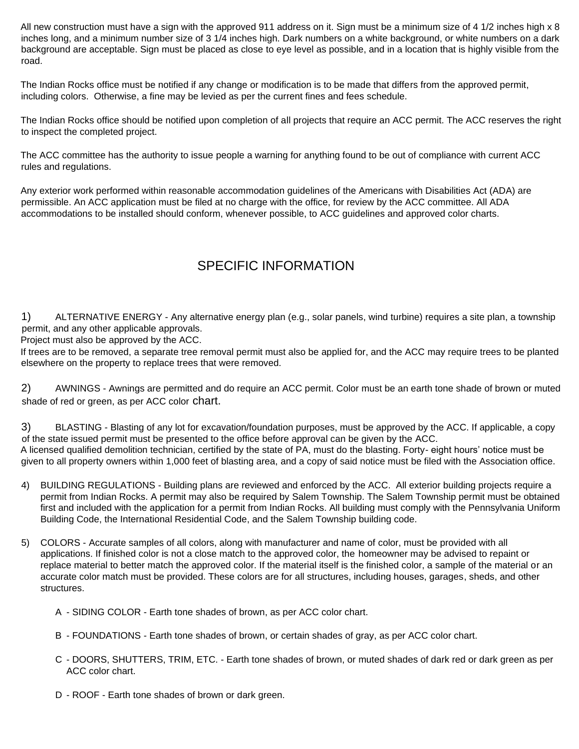All new construction must have a sign with the approved 911 address on it. Sign must be a minimum size of 4 1/2 inches high x 8 inches long, and a minimum number size of 3 1/4 inches high. Dark numbers on a white background, or white numbers on a dark background are acceptable. Sign must be placed as close to eye level as possible, and in a location that is highly visible from the road.

The Indian Rocks office must be notified if any change or modification is to be made that differs from the approved permit, including colors. Otherwise, a fine may be levied as per the current fines and fees schedule.

The Indian Rocks office should be notified upon completion of all projects that require an ACC permit. The ACC reserves the right to inspect the completed project.

The ACC committee has the authority to issue people a warning for anything found to be out of compliance with current ACC rules and regulations.

Any exterior work performed within reasonable accommodation guidelines of the Americans with Disabilities Act (ADA) are permissible. An ACC application must be filed at no charge with the office, for review by the ACC committee. All ADA accommodations to be installed should conform, whenever possible, to ACC guidelines and approved color charts.

## SPECIFIC INFORMATION

1) ALTERNATIVE ENERGY - Any alternative energy plan (e.g., solar panels, wind turbine) requires a site plan, a township permit, and any other applicable approvals.
Project must also be approved by the ACC.
If trees are to be removed, a separate tree removal permit must also be applied for, and the ACC may require trees to be planted elsewhere on the property to replace trees that were removed.

2) AWNINGS - Awnings are permitted and do require an ACC permit. Color must be an earth tone shade of brown or muted shade of red or green, as per ACC color chart.

3) BLASTING - Blasting of any lot for excavation/foundation purposes, must be approved by the ACC. If applicable, a copy of the state issued permit must be presented to the office before approval can be given by the ACC.
A licensed qualified demolition technician, certified by the state of PA, must do the blasting. Forty- eight hours' notice must be given to all property owners within 1,000 feet of blasting area, and a copy of said notice must be filed with the Association office.

4) BUILDING REGULATIONS - Building plans are reviewed and enforced by the ACC. All exterior building projects require a permit from Indian Rocks. A permit may also be required by Salem Township. The Salem Township permit must be obtained first and included with the application for a permit from Indian Rocks. All building must comply with the Pennsylvania Uniform Building Code, the International Residential Code, and the Salem Township building code.

5) COLORS - Accurate samples of all colors, along with manufacturer and name of color, must be provided with all applications. If finished color is not a close match to the approved color, the homeowner may be advised to repaint or replace material to better match the approved color. If the material itself is the finished color, a sample of the material or an accurate color match must be provided. These colors are for all structures, including houses, garages, sheds, and other structures.

   A - SIDING COLOR - Earth tone shades of brown, as per ACC color chart.

   B - FOUNDATIONS - Earth tone shades of brown, or certain shades of gray, as per ACC color chart.

   C - DOORS, SHUTTERS, TRIM, ETC. - Earth tone shades of brown, or muted shades of dark red or dark green as per ACC color chart.

   D - ROOF - Earth tone shades of brown or dark green.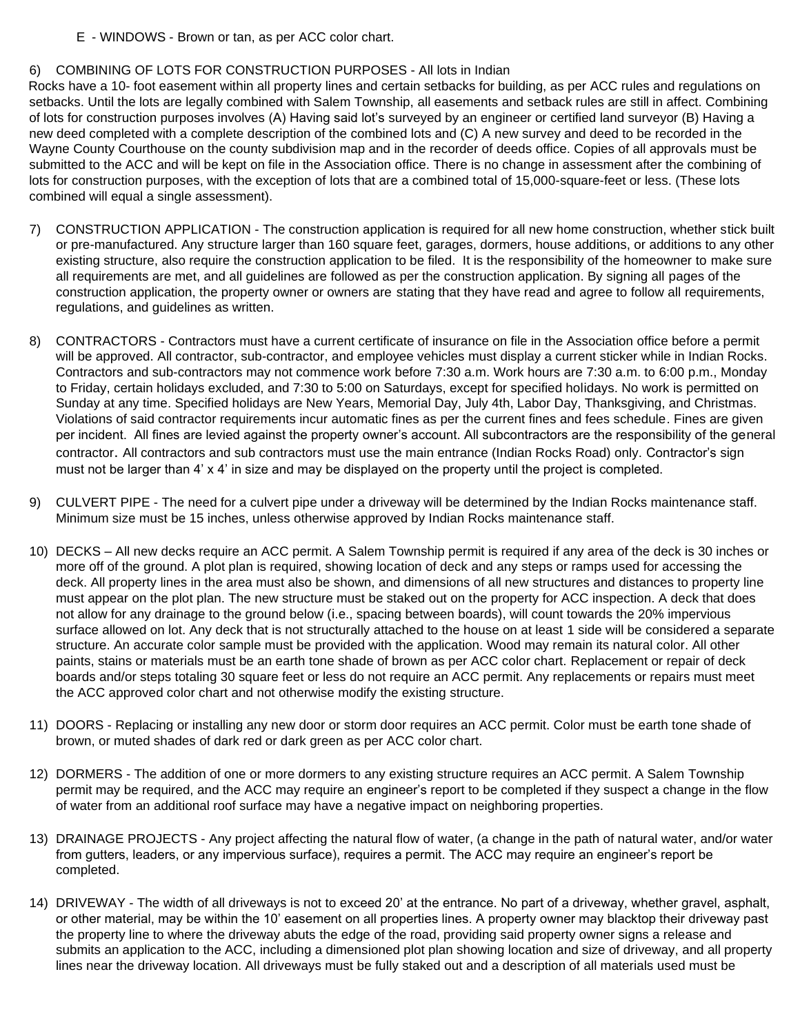E - WINDOWS - Brown or tan, as per ACC color chart.

6) COMBINING OF LOTS FOR CONSTRUCTION PURPOSES - All lots in Indian Rocks have a 10- foot easement within all property lines and certain setbacks for building, as per ACC rules and regulations on setbacks. Until the lots are legally combined with Salem Township, all easements and setback rules are still in affect. Combining of lots for construction purposes involves (A) Having said lot's surveyed by an engineer or certified land surveyor (B) Having a new deed completed with a complete description of the combined lots and (C) A new survey and deed to be recorded in the Wayne County Courthouse on the county subdivision map and in the recorder of deeds office. Copies of all approvals must be submitted to the ACC and will be kept on file in the Association office. There is no change in assessment after the combining of lots for construction purposes, with the exception of lots that are a combined total of 15,000-square-feet or less. (These lots combined will equal a single assessment).

7) CONSTRUCTION APPLICATION - The construction application is required for all new home construction, whether stick built or pre-manufactured. Any structure larger than 160 square feet, garages, dormers, house additions, or additions to any other existing structure, also require the construction application to be filed. It is the responsibility of the homeowner to make sure all requirements are met, and all guidelines are followed as per the construction application. By signing all pages of the construction application, the property owner or owners are stating that they have read and agree to follow all requirements, regulations, and guidelines as written.

8) CONTRACTORS - Contractors must have a current certificate of insurance on file in the Association office before a permit will be approved. All contractor, sub-contractor, and employee vehicles must display a current sticker while in Indian Rocks. Contractors and sub-contractors may not commence work before 7:30 a.m. Work hours are 7:30 a.m. to 6:00 p.m., Monday to Friday, certain holidays excluded, and 7:30 to 5:00 on Saturdays, except for specified holidays. No work is permitted on Sunday at any time. Specified holidays are New Years, Memorial Day, July 4th, Labor Day, Thanksgiving, and Christmas. Violations of said contractor requirements incur automatic fines as per the current fines and fees schedule. Fines are given per incident. All fines are levied against the property owner's account. All subcontractors are the responsibility of the general contractor. All contractors and sub contractors must use the main entrance (Indian Rocks Road) only. Contractor's sign must not be larger than 4' x 4' in size and may be displayed on the property until the project is completed.

9) CULVERT PIPE - The need for a culvert pipe under a driveway will be determined by the Indian Rocks maintenance staff. Minimum size must be 15 inches, unless otherwise approved by Indian Rocks maintenance staff.

10) DECKS – All new decks require an ACC permit. A Salem Township permit is required if any area of the deck is 30 inches or more off of the ground. A plot plan is required, showing location of deck and any steps or ramps used for accessing the deck. All property lines in the area must also be shown, and dimensions of all new structures and distances to property line must appear on the plot plan. The new structure must be staked out on the property for ACC inspection. A deck that does not allow for any drainage to the ground below (i.e., spacing between boards), will count towards the 20% impervious surface allowed on lot. Any deck that is not structurally attached to the house on at least 1 side will be considered a separate structure. An accurate color sample must be provided with the application. Wood may remain its natural color. All other paints, stains or materials must be an earth tone shade of brown as per ACC color chart. Replacement or repair of deck boards and/or steps totaling 30 square feet or less do not require an ACC permit. Any replacements or repairs must meet the ACC approved color chart and not otherwise modify the existing structure.

11) DOORS - Replacing or installing any new door or storm door requires an ACC permit. Color must be earth tone shade of brown, or muted shades of dark red or dark green as per ACC color chart.

12) DORMERS - The addition of one or more dormers to any existing structure requires an ACC permit. A Salem Township permit may be required, and the ACC may require an engineer's report to be completed if they suspect a change in the flow of water from an additional roof surface may have a negative impact on neighboring properties.

13) DRAINAGE PROJECTS - Any project affecting the natural flow of water, (a change in the path of natural water, and/or water from gutters, leaders, or any impervious surface), requires a permit. The ACC may require an engineer's report be completed.

14) DRIVEWAY - The width of all driveways is not to exceed 20' at the entrance. No part of a driveway, whether gravel, asphalt, or other material, may be within the 10' easement on all properties lines. A property owner may blacktop their driveway past the property line to where the driveway abuts the edge of the road, providing said property owner signs a release and submits an application to the ACC, including a dimensioned plot plan showing location and size of driveway, and all property lines near the driveway location. All driveways must be fully staked out and a description of all materials used must be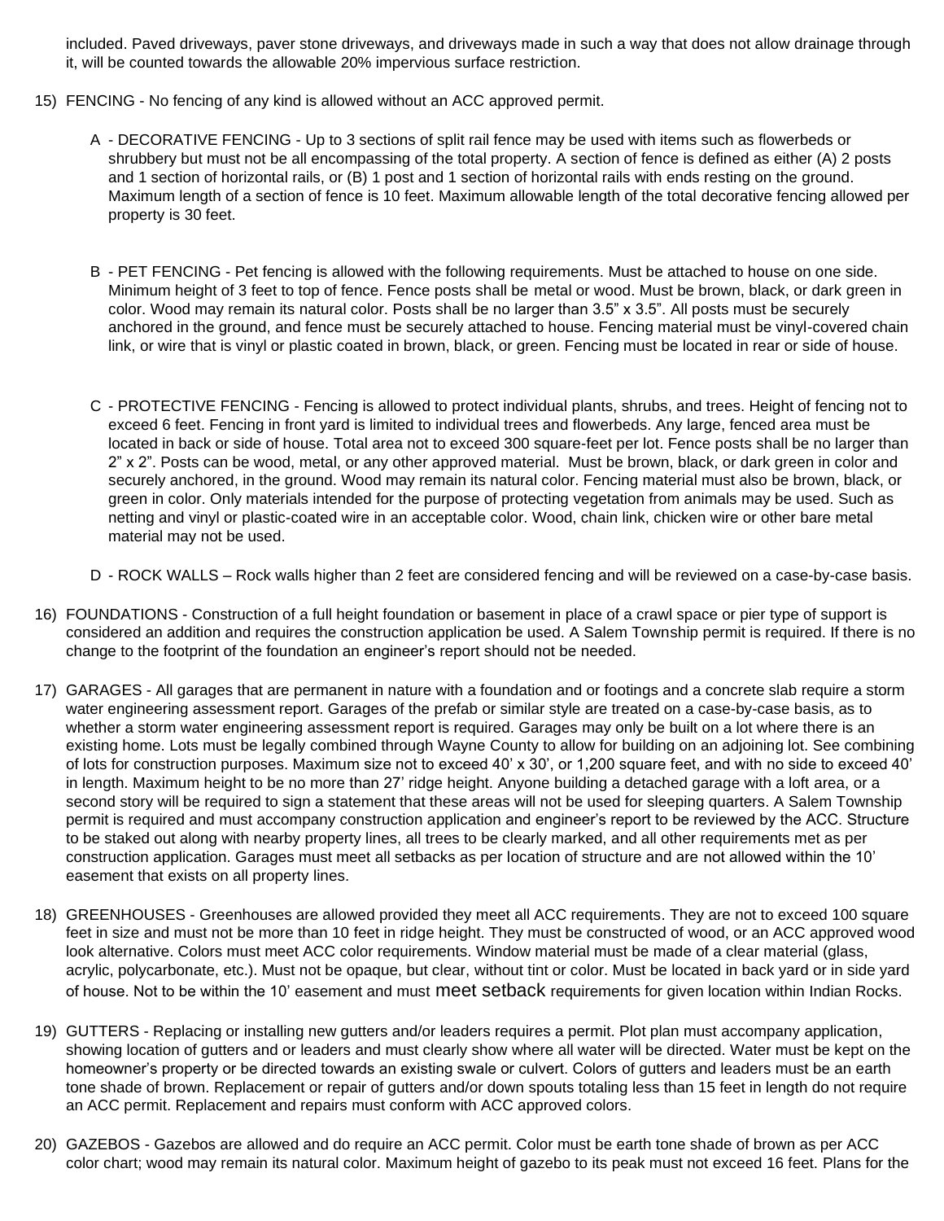included. Paved driveways, paver stone driveways, and driveways made in such a way that does not allow drainage through it, will be counted towards the allowable 20% impervious surface restriction.

15) FENCING - No fencing of any kind is allowed without an ACC approved permit.

   A - DECORATIVE FENCING - Up to 3 sections of split rail fence may be used with items such as flowerbeds or shrubbery but must not be all encompassing of the total property. A section of fence is defined as either (A) 2 posts and 1 section of horizontal rails, or (B) 1 post and 1 section of horizontal rails with ends resting on the ground. Maximum length of a section of fence is 10 feet. Maximum allowable length of the total decorative fencing allowed per property is 30 feet.

   B - PET FENCING - Pet fencing is allowed with the following requirements. Must be attached to house on one side. Minimum height of 3 feet to top of fence. Fence posts shall be metal or wood. Must be brown, black, or dark green in color. Wood may remain its natural color. Posts shall be no larger than 3.5" x 3.5". All posts must be securely anchored in the ground, and fence must be securely attached to house. Fencing material must be vinyl-covered chain link, or wire that is vinyl or plastic coated in brown, black, or green. Fencing must be located in rear or side of house.

   C - PROTECTIVE FENCING - Fencing is allowed to protect individual plants, shrubs, and trees. Height of fencing not to exceed 6 feet. Fencing in front yard is limited to individual trees and flowerbeds. Any large, fenced area must be located in back or side of house. Total area not to exceed 300 square-feet per lot. Fence posts shall be no larger than 2" x 2". Posts can be wood, metal, or any other approved material. Must be brown, black, or dark green in color and securely anchored, in the ground. Wood may remain its natural color. Fencing material must also be brown, black, or green in color. Only materials intended for the purpose of protecting vegetation from animals may be used. Such as netting and vinyl or plastic-coated wire in an acceptable color. Wood, chain link, chicken wire or other bare metal material may not be used.

   D - ROCK WALLS – Rock walls higher than 2 feet are considered fencing and will be reviewed on a case-by-case basis.

16) FOUNDATIONS - Construction of a full height foundation or basement in place of a crawl space or pier type of support is considered an addition and requires the construction application be used. A Salem Township permit is required. If there is no change to the footprint of the foundation an engineer's report should not be needed.

17) GARAGES - All garages that are permanent in nature with a foundation and or footings and a concrete slab require a storm water engineering assessment report. Garages of the prefab or similar style are treated on a case-by-case basis, as to whether a storm water engineering assessment report is required. Garages may only be built on a lot where there is an existing home. Lots must be legally combined through Wayne County to allow for building on an adjoining lot. See combining of lots for construction purposes. Maximum size not to exceed 40' x 30', or 1,200 square feet, and with no side to exceed 40' in length. Maximum height to be no more than 27' ridge height. Anyone building a detached garage with a loft area, or a second story will be required to sign a statement that these areas will not be used for sleeping quarters. A Salem Township permit is required and must accompany construction application and engineer's report to be reviewed by the ACC. Structure to be staked out along with nearby property lines, all trees to be clearly marked, and all other requirements met as per construction application. Garages must meet all setbacks as per location of structure and are not allowed within the 10' easement that exists on all property lines.

18) GREENHOUSES - Greenhouses are allowed provided they meet all ACC requirements. They are not to exceed 100 square feet in size and must not be more than 10 feet in ridge height. They must be constructed of wood, or an ACC approved wood look alternative. Colors must meet ACC color requirements. Window material must be made of a clear material (glass, acrylic, polycarbonate, etc.). Must not be opaque, but clear, without tint or color. Must be located in back yard or in side yard of house. Not to be within the 10' easement and must meet setback requirements for given location within Indian Rocks.

19) GUTTERS - Replacing or installing new gutters and/or leaders requires a permit. Plot plan must accompany application, showing location of gutters and or leaders and must clearly show where all water will be directed. Water must be kept on the homeowner's property or be directed towards an existing swale or culvert. Colors of gutters and leaders must be an earth tone shade of brown. Replacement or repair of gutters and/or down spouts totaling less than 15 feet in length do not require an ACC permit. Replacement and repairs must conform with ACC approved colors.

20) GAZEBOS - Gazebos are allowed and do require an ACC permit. Color must be earth tone shade of brown as per ACC color chart; wood may remain its natural color. Maximum height of gazebo to its peak must not exceed 16 feet. Plans for the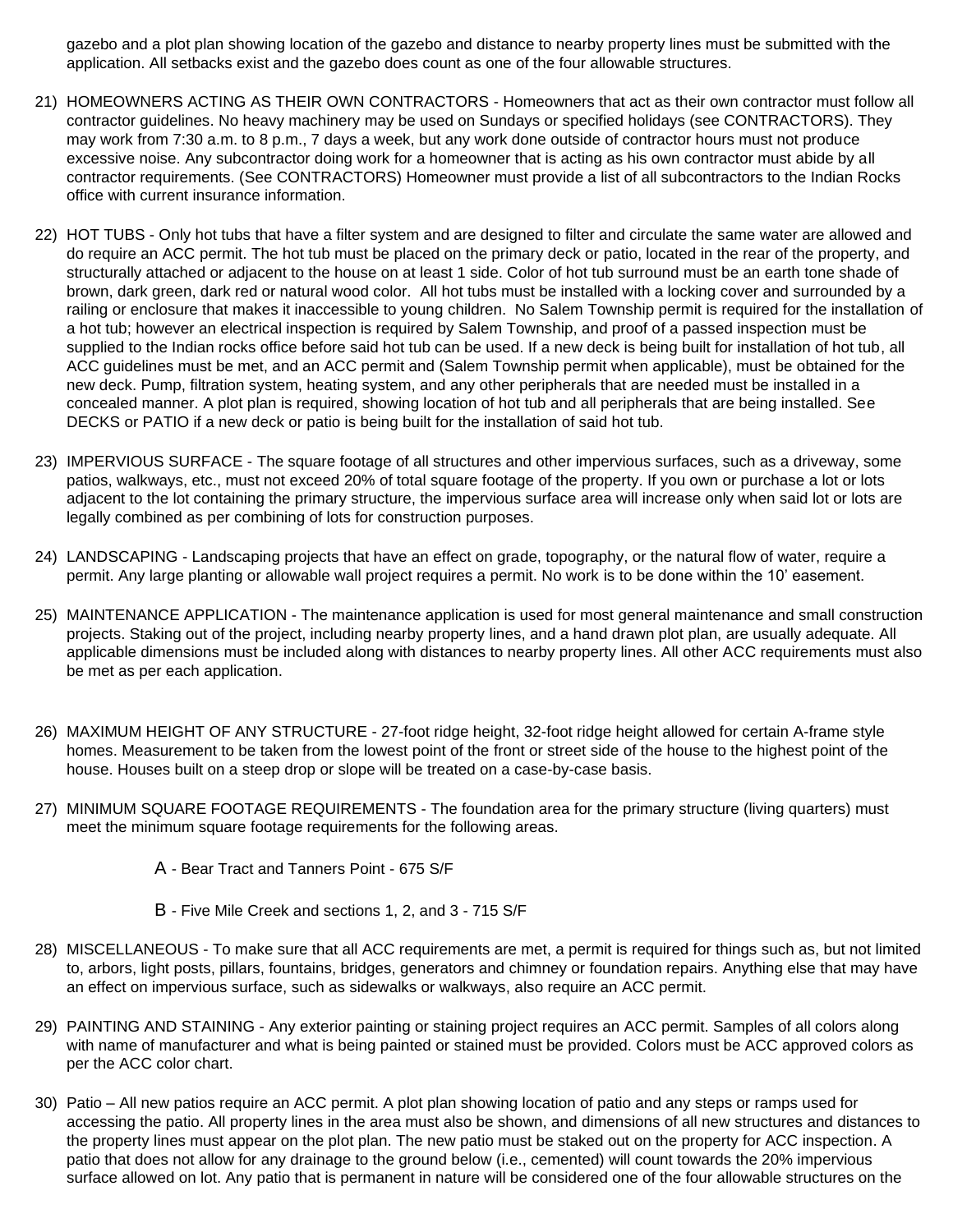gazebo and a plot plan showing location of the gazebo and distance to nearby property lines must be submitted with the application. All setbacks exist and the gazebo does count as one of the four allowable structures.

21) HOMEOWNERS ACTING AS THEIR OWN CONTRACTORS - Homeowners that act as their own contractor must follow all contractor guidelines. No heavy machinery may be used on Sundays or specified holidays (see CONTRACTORS). They may work from 7:30 a.m. to 8 p.m., 7 days a week, but any work done outside of contractor hours must not produce excessive noise. Any subcontractor doing work for a homeowner that is acting as his own contractor must abide by all contractor requirements. (See CONTRACTORS) Homeowner must provide a list of all subcontractors to the Indian Rocks office with current insurance information.

22) HOT TUBS - Only hot tubs that have a filter system and are designed to filter and circulate the same water are allowed and do require an ACC permit. The hot tub must be placed on the primary deck or patio, located in the rear of the property, and structurally attached or adjacent to the house on at least 1 side. Color of hot tub surround must be an earth tone shade of brown, dark green, dark red or natural wood color. All hot tubs must be installed with a locking cover and surrounded by a railing or enclosure that makes it inaccessible to young children. No Salem Township permit is required for the installation of a hot tub; however an electrical inspection is required by Salem Township, and proof of a passed inspection must be supplied to the Indian rocks office before said hot tub can be used. If a new deck is being built for installation of hot tub, all ACC guidelines must be met, and an ACC permit and (Salem Township permit when applicable), must be obtained for the new deck. Pump, filtration system, heating system, and any other peripherals that are needed must be installed in a concealed manner. A plot plan is required, showing location of hot tub and all peripherals that are being installed. See DECKS or PATIO if a new deck or patio is being built for the installation of said hot tub.

23) IMPERVIOUS SURFACE - The square footage of all structures and other impervious surfaces, such as a driveway, some patios, walkways, etc., must not exceed 20% of total square footage of the property. If you own or purchase a lot or lots adjacent to the lot containing the primary structure, the impervious surface area will increase only when said lot or lots are legally combined as per combining of lots for construction purposes.

24) LANDSCAPING - Landscaping projects that have an effect on grade, topography, or the natural flow of water, require a permit. Any large planting or allowable wall project requires a permit. No work is to be done within the 10' easement.

25) MAINTENANCE APPLICATION - The maintenance application is used for most general maintenance and small construction projects. Staking out of the project, including nearby property lines, and a hand drawn plot plan, are usually adequate. All applicable dimensions must be included along with distances to nearby property lines. All other ACC requirements must also be met as per each application.

26) MAXIMUM HEIGHT OF ANY STRUCTURE - 27-foot ridge height, 32-foot ridge height allowed for certain A-frame style homes. Measurement to be taken from the lowest point of the front or street side of the house to the highest point of the house. Houses built on a steep drop or slope will be treated on a case-by-case basis.

27) MINIMUM SQUARE FOOTAGE REQUIREMENTS - The foundation area for the primary structure (living quarters) must meet the minimum square footage requirements for the following areas.

    A - Bear Tract and Tanners Point - 675 S/F

    B - Five Mile Creek and sections 1, 2, and 3 - 715 S/F

28) MISCELLANEOUS - To make sure that all ACC requirements are met, a permit is required for things such as, but not limited to, arbors, light posts, pillars, fountains, bridges, generators and chimney or foundation repairs. Anything else that may have an effect on impervious surface, such as sidewalks or walkways, also require an ACC permit.

29) PAINTING AND STAINING - Any exterior painting or staining project requires an ACC permit. Samples of all colors along with name of manufacturer and what is being painted or stained must be provided. Colors must be ACC approved colors as per the ACC color chart.

30) Patio – All new patios require an ACC permit. A plot plan showing location of patio and any steps or ramps used for accessing the patio. All property lines in the area must also be shown, and dimensions of all new structures and distances to the property lines must appear on the plot plan. The new patio must be staked out on the property for ACC inspection. A patio that does not allow for any drainage to the ground below (i.e., cemented) will count towards the 20% impervious surface allowed on lot. Any patio that is permanent in nature will be considered one of the four allowable structures on the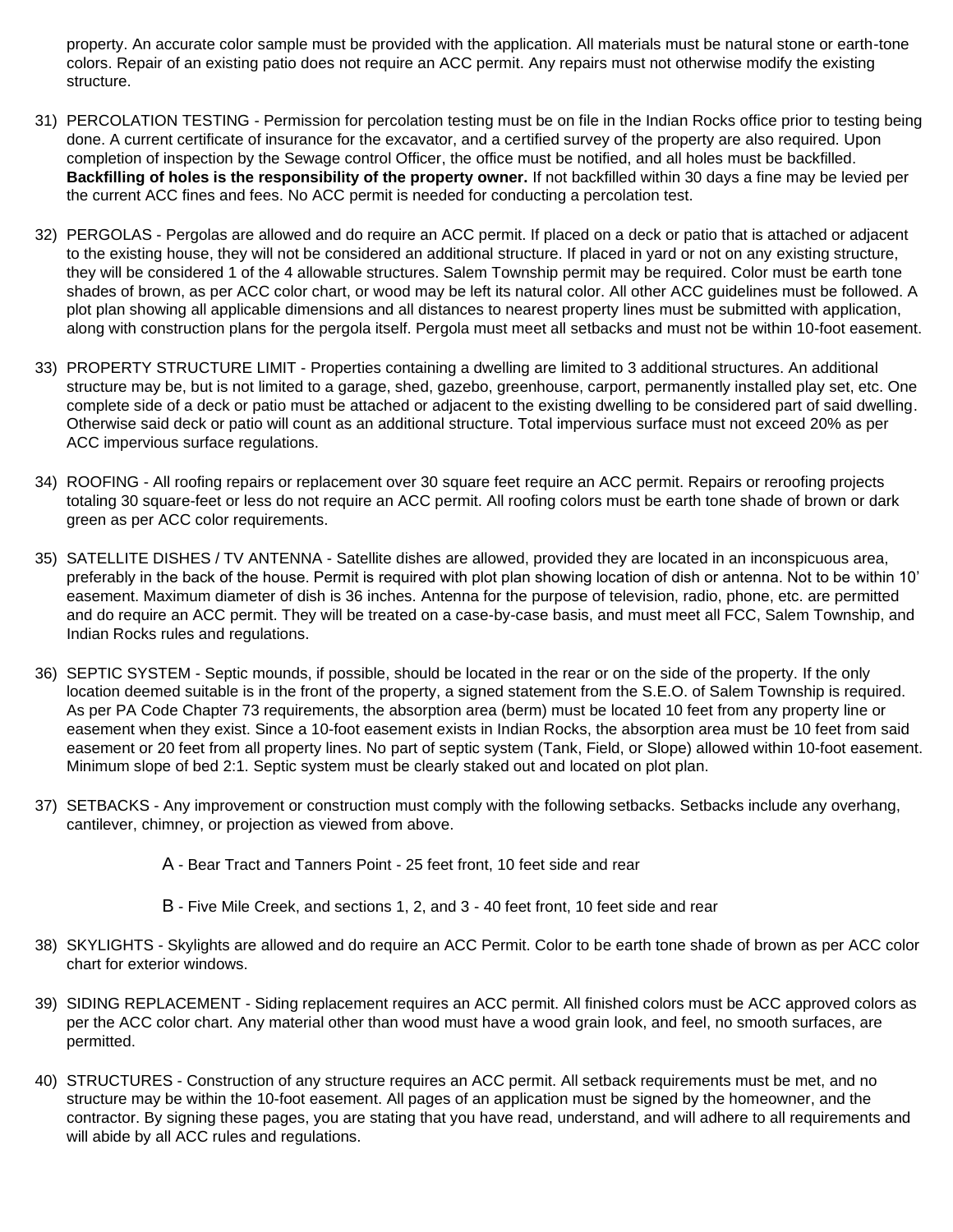property. An accurate color sample must be provided with the application. All materials must be natural stone or earth-tone colors. Repair of an existing patio does not require an ACC permit. Any repairs must not otherwise modify the existing structure.

31) PERCOLATION TESTING - Permission for percolation testing must be on file in the Indian Rocks office prior to testing being done. A current certificate of insurance for the excavator, and a certified survey of the property are also required. Upon completion of inspection by the Sewage control Officer, the office must be notified, and all holes must be backfilled. **Backfilling of holes is the responsibility of the property owner.** If not backfilled within 30 days a fine may be levied per the current ACC fines and fees. No ACC permit is needed for conducting a percolation test.

32) PERGOLAS - Pergolas are allowed and do require an ACC permit. If placed on a deck or patio that is attached or adjacent to the existing house, they will not be considered an additional structure. If placed in yard or not on any existing structure, they will be considered 1 of the 4 allowable structures. Salem Township permit may be required. Color must be earth tone shades of brown, as per ACC color chart, or wood may be left its natural color. All other ACC guidelines must be followed. A plot plan showing all applicable dimensions and all distances to nearest property lines must be submitted with application, along with construction plans for the pergola itself. Pergola must meet all setbacks and must not be within 10-foot easement.

33) PROPERTY STRUCTURE LIMIT - Properties containing a dwelling are limited to 3 additional structures. An additional structure may be, but is not limited to a garage, shed, gazebo, greenhouse, carport, permanently installed play set, etc. One complete side of a deck or patio must be attached or adjacent to the existing dwelling to be considered part of said dwelling. Otherwise said deck or patio will count as an additional structure. Total impervious surface must not exceed 20% as per ACC impervious surface regulations.

34) ROOFING - All roofing repairs or replacement over 30 square feet require an ACC permit. Repairs or reroofing projects totaling 30 square-feet or less do not require an ACC permit. All roofing colors must be earth tone shade of brown or dark green as per ACC color requirements.

35) SATELLITE DISHES / TV ANTENNA - Satellite dishes are allowed, provided they are located in an inconspicuous area, preferably in the back of the house. Permit is required with plot plan showing location of dish or antenna. Not to be within 10' easement. Maximum diameter of dish is 36 inches. Antenna for the purpose of television, radio, phone, etc. are permitted and do require an ACC permit. They will be treated on a case-by-case basis, and must meet all FCC, Salem Township, and Indian Rocks rules and regulations.

36) SEPTIC SYSTEM - Septic mounds, if possible, should be located in the rear or on the side of the property. If the only location deemed suitable is in the front of the property, a signed statement from the S.E.O. of Salem Township is required. As per PA Code Chapter 73 requirements, the absorption area (berm) must be located 10 feet from any property line or easement when they exist. Since a 10-foot easement exists in Indian Rocks, the absorption area must be 10 feet from said easement or 20 feet from all property lines. No part of septic system (Tank, Field, or Slope) allowed within 10-foot easement. Minimum slope of bed 2:1. Septic system must be clearly staked out and located on plot plan.

37) SETBACKS - Any improvement or construction must comply with the following setbacks. Setbacks include any overhang, cantilever, chimney, or projection as viewed from above.

    A - Bear Tract and Tanners Point - 25 feet front, 10 feet side and rear

    B - Five Mile Creek, and sections 1, 2, and 3 - 40 feet front, 10 feet side and rear

38) SKYLIGHTS - Skylights are allowed and do require an ACC Permit. Color to be earth tone shade of brown as per ACC color chart for exterior windows.

39) SIDING REPLACEMENT - Siding replacement requires an ACC permit. All finished colors must be ACC approved colors as per the ACC color chart. Any material other than wood must have a wood grain look, and feel, no smooth surfaces, are permitted.

40) STRUCTURES - Construction of any structure requires an ACC permit. All setback requirements must be met, and no structure may be within the 10-foot easement. All pages of an application must be signed by the homeowner, and the contractor. By signing these pages, you are stating that you have read, understand, and will adhere to all requirements and will abide by all ACC rules and regulations.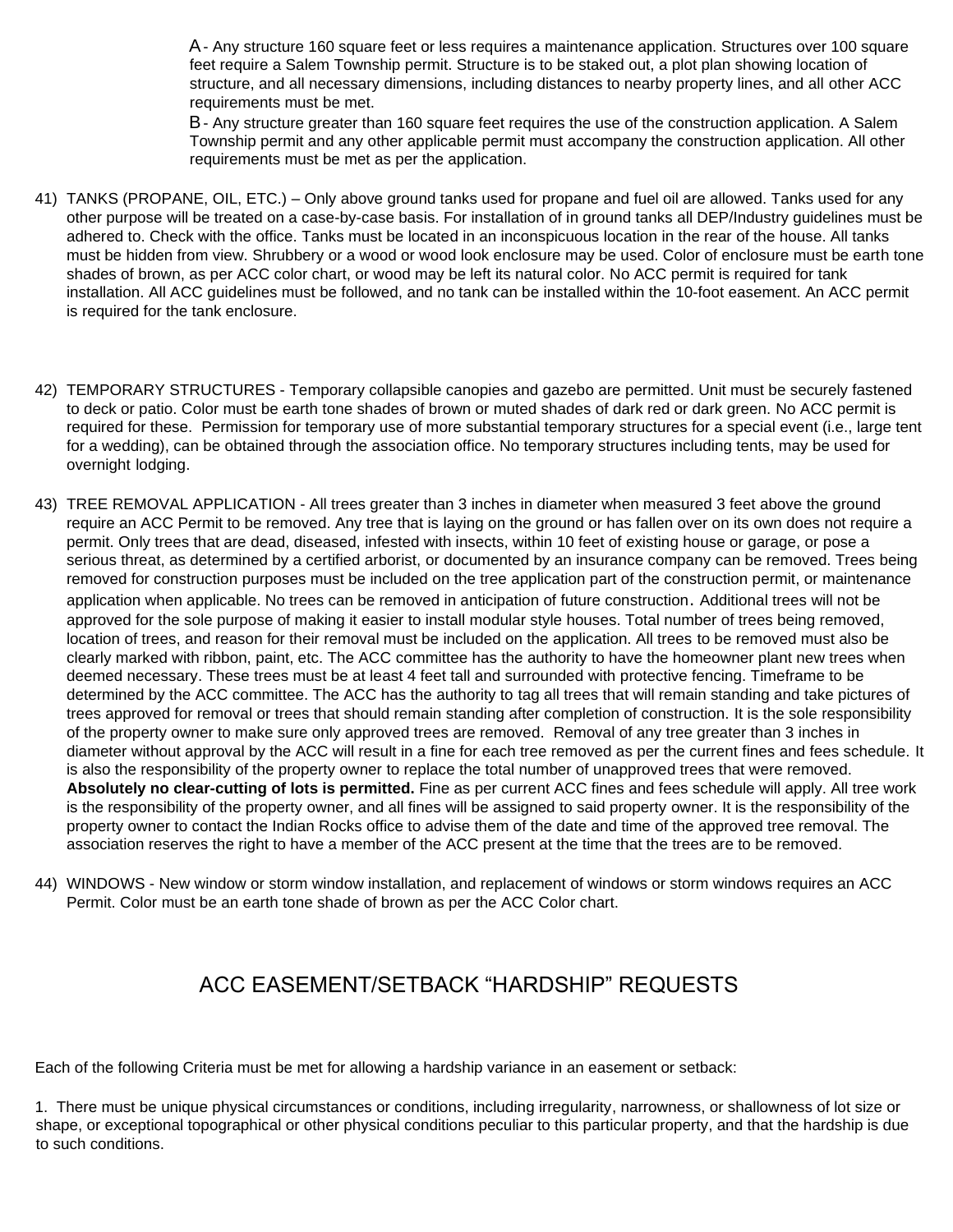A - Any structure 160 square feet or less requires a maintenance application. Structures over 100 square feet require a Salem Township permit. Structure is to be staked out, a plot plan showing location of structure, and all necessary dimensions, including distances to nearby property lines, and all other ACC requirements must be met.

B - Any structure greater than 160 square feet requires the use of the construction application. A Salem Township permit and any other applicable permit must accompany the construction application. All other requirements must be met as per the application.

41) TANKS (PROPANE, OIL, ETC.) – Only above ground tanks used for propane and fuel oil are allowed. Tanks used for any other purpose will be treated on a case-by-case basis. For installation of in ground tanks all DEP/Industry guidelines must be adhered to. Check with the office. Tanks must be located in an inconspicuous location in the rear of the house. All tanks must be hidden from view. Shrubbery or a wood or wood look enclosure may be used. Color of enclosure must be earth tone shades of brown, as per ACC color chart, or wood may be left its natural color. No ACC permit is required for tank installation. All ACC guidelines must be followed, and no tank can be installed within the 10-foot easement. An ACC permit is required for the tank enclosure.

42) TEMPORARY STRUCTURES - Temporary collapsible canopies and gazebo are permitted. Unit must be securely fastened to deck or patio. Color must be earth tone shades of brown or muted shades of dark red or dark green. No ACC permit is required for these. Permission for temporary use of more substantial temporary structures for a special event (i.e., large tent for a wedding), can be obtained through the association office. No temporary structures including tents, may be used for overnight lodging.

43) TREE REMOVAL APPLICATION - All trees greater than 3 inches in diameter when measured 3 feet above the ground require an ACC Permit to be removed. Any tree that is laying on the ground or has fallen over on its own does not require a permit. Only trees that are dead, diseased, infested with insects, within 10 feet of existing house or garage, or pose a serious threat, as determined by a certified arborist, or documented by an insurance company can be removed. Trees being removed for construction purposes must be included on the tree application part of the construction permit, or maintenance application when applicable. No trees can be removed in anticipation of future construction. Additional trees will not be approved for the sole purpose of making it easier to install modular style houses. Total number of trees being removed, location of trees, and reason for their removal must be included on the application. All trees to be removed must also be clearly marked with ribbon, paint, etc. The ACC committee has the authority to have the homeowner plant new trees when deemed necessary. These trees must be at least 4 feet tall and surrounded with protective fencing. Timeframe to be determined by the ACC committee. The ACC has the authority to tag all trees that will remain standing and take pictures of trees approved for removal or trees that should remain standing after completion of construction. It is the sole responsibility of the property owner to make sure only approved trees are removed. Removal of any tree greater than 3 inches in diameter without approval by the ACC will result in a fine for each tree removed as per the current fines and fees schedule. It is also the responsibility of the property owner to replace the total number of unapproved trees that were removed. **Absolutely no clear-cutting of lots is permitted.** Fine as per current ACC fines and fees schedule will apply. All tree work is the responsibility of the property owner, and all fines will be assigned to said property owner. It is the responsibility of the property owner to contact the Indian Rocks office to advise them of the date and time of the approved tree removal. The association reserves the right to have a member of the ACC present at the time that the trees are to be removed.

44) WINDOWS - New window or storm window installation, and replacement of windows or storm windows requires an ACC Permit. Color must be an earth tone shade of brown as per the ACC Color chart.

## ACC EASEMENT/SETBACK "HARDSHIP" REQUESTS

Each of the following Criteria must be met for allowing a hardship variance in an easement or setback:

1. There must be unique physical circumstances or conditions, including irregularity, narrowness, or shallowness of lot size or shape, or exceptional topographical or other physical conditions peculiar to this particular property, and that the hardship is due to such conditions.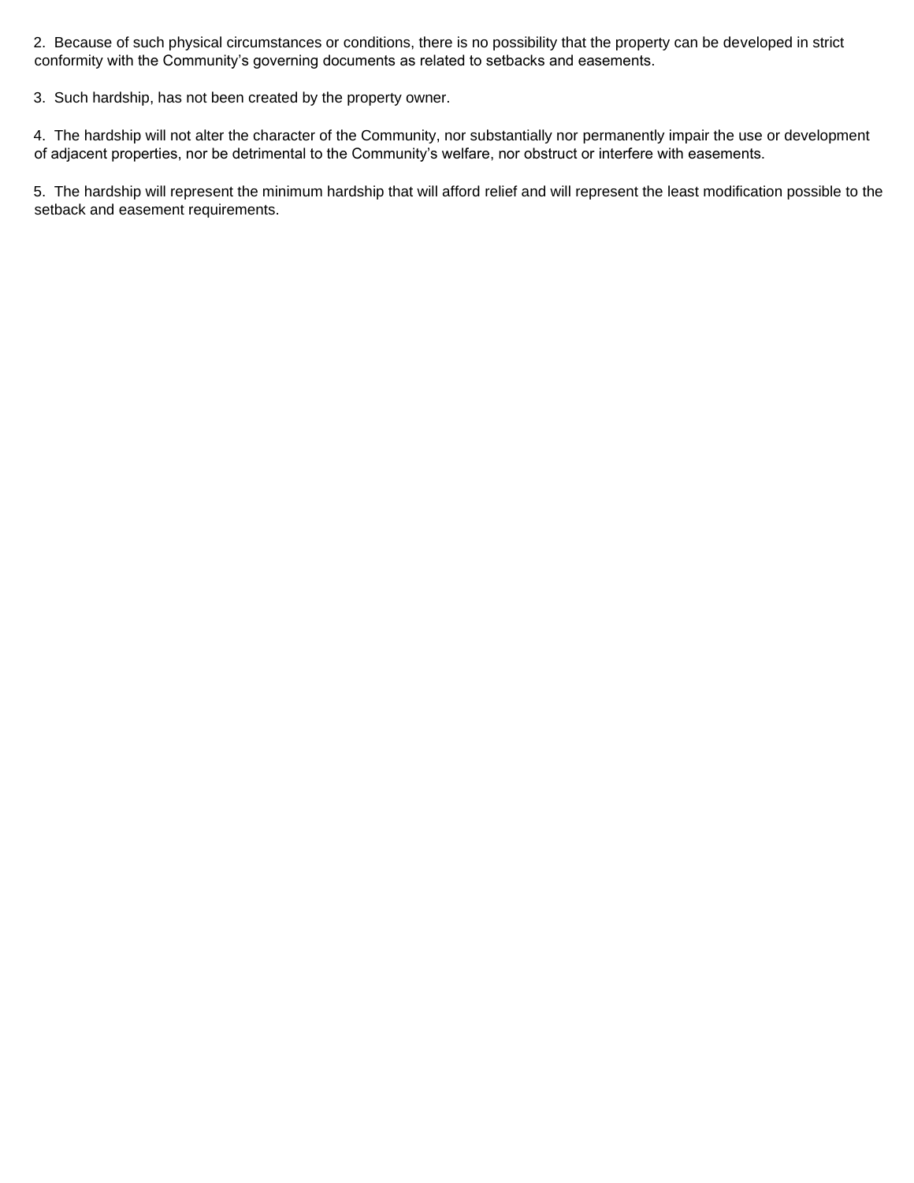2. Because of such physical circumstances or conditions, there is no possibility that the property can be developed in strict conformity with the Community's governing documents as related to setbacks and easements.

3. Such hardship, has not been created by the property owner.

4. The hardship will not alter the character of the Community, nor substantially nor permanently impair the use or development of adjacent properties, nor be detrimental to the Community's welfare, nor obstruct or interfere with easements.

5. The hardship will represent the minimum hardship that will afford relief and will represent the least modification possible to the setback and easement requirements.